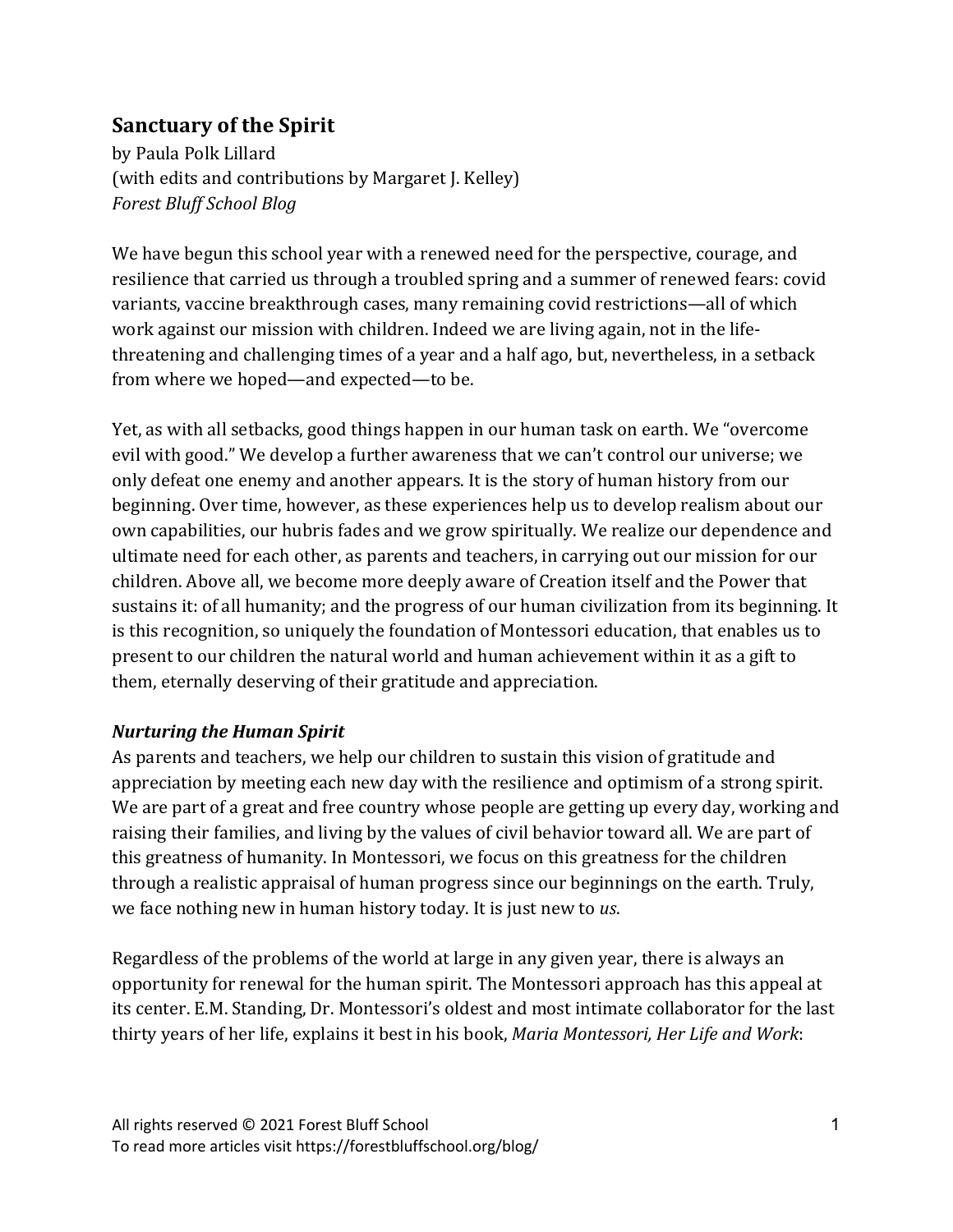## Sanctuary of the Spirit

by Paula Polk Lillard
(with edits and contributions by Margaret J. Kelley)
*Forest Bluff School Blog*

We have begun this school year with a renewed need for the perspective, courage, and resilience that carried us through a troubled spring and a summer of renewed fears: covid variants, vaccine breakthrough cases, many remaining covid restrictions—all of which work against our mission with children. Indeed we are living again, not in the life-threatening and challenging times of a year and a half ago, but, nevertheless, in a setback from where we hoped—and expected—to be.

Yet, as with all setbacks, good things happen in our human task on earth. We "overcome evil with good." We develop a further awareness that we can't control our universe; we only defeat one enemy and another appears. It is the story of human history from our beginning. Over time, however, as these experiences help us to develop realism about our own capabilities, our hubris fades and we grow spiritually. We realize our dependence and ultimate need for each other, as parents and teachers, in carrying out our mission for our children. Above all, we become more deeply aware of Creation itself and the Power that sustains it: of all humanity; and the progress of our human civilization from its beginning. It is this recognition, so uniquely the foundation of Montessori education, that enables us to present to our children the natural world and human achievement within it as a gift to them, eternally deserving of their gratitude and appreciation.

***Nurturing the Human Spirit***

As parents and teachers, we help our children to sustain this vision of gratitude and appreciation by meeting each new day with the resilience and optimism of a strong spirit. We are part of a great and free country whose people are getting up every day, working and raising their families, and living by the values of civil behavior toward all. We are part of this greatness of humanity. In Montessori, we focus on this greatness for the children through a realistic appraisal of human progress since our beginnings on the earth. Truly, we face nothing new in human history today. It is just new to *us*.

Regardless of the problems of the world at large in any given year, there is always an opportunity for renewal for the human spirit. The Montessori approach has this appeal at its center. E.M. Standing, Dr. Montessori's oldest and most intimate collaborator for the last thirty years of her life, explains it best in his book, *Maria Montessori, Her Life and Work*: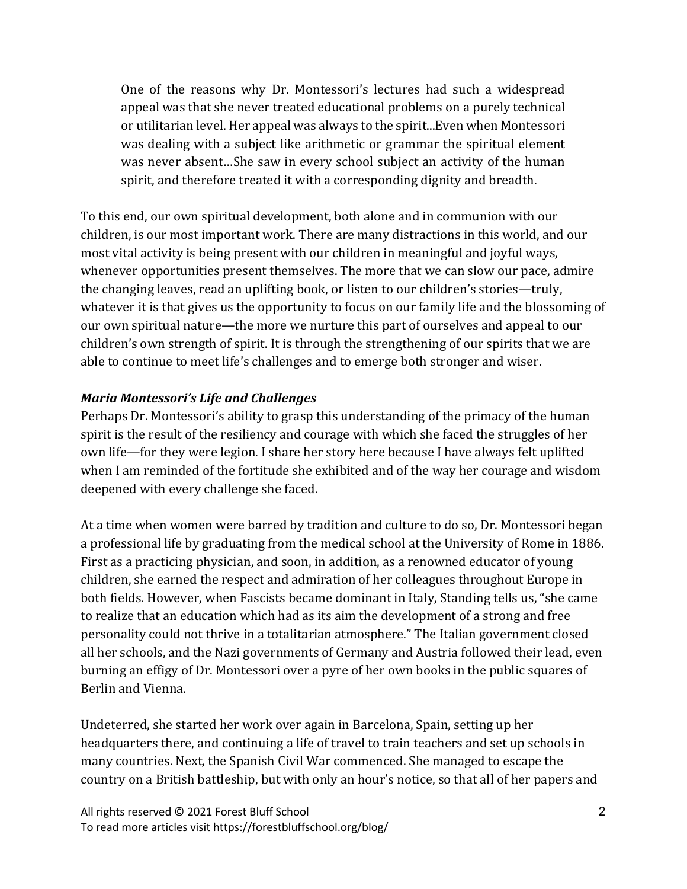> One of the reasons why Dr. Montessori's lectures had such a widespread appeal was that she never treated educational problems on a purely technical or utilitarian level. Her appeal was always to the spirit...Even when Montessori was dealing with a subject like arithmetic or grammar the spiritual element was never absent…She saw in every school subject an activity of the human spirit, and therefore treated it with a corresponding dignity and breadth.

To this end, our own spiritual development, both alone and in communion with our children, is our most important work. There are many distractions in this world, and our most vital activity is being present with our children in meaningful and joyful ways, whenever opportunities present themselves. The more that we can slow our pace, admire the changing leaves, read an uplifting book, or listen to our children's stories—truly, whatever it is that gives us the opportunity to focus on our family life and the blossoming of our own spiritual nature—the more we nurture this part of ourselves and appeal to our children's own strength of spirit. It is through the strengthening of our spirits that we are able to continue to meet life's challenges and to emerge both stronger and wiser.

***Maria Montessori's Life and Challenges***

Perhaps Dr. Montessori's ability to grasp this understanding of the primacy of the human spirit is the result of the resiliency and courage with which she faced the struggles of her own life—for they were legion. I share her story here because I have always felt uplifted when I am reminded of the fortitude she exhibited and of the way her courage and wisdom deepened with every challenge she faced.

At a time when women were barred by tradition and culture to do so, Dr. Montessori began a professional life by graduating from the medical school at the University of Rome in 1886. First as a practicing physician, and soon, in addition, as a renowned educator of young children, she earned the respect and admiration of her colleagues throughout Europe in both fields. However, when Fascists became dominant in Italy, Standing tells us, "she came to realize that an education which had as its aim the development of a strong and free personality could not thrive in a totalitarian atmosphere." The Italian government closed all her schools, and the Nazi governments of Germany and Austria followed their lead, even burning an effigy of Dr. Montessori over a pyre of her own books in the public squares of Berlin and Vienna.

Undeterred, she started her work over again in Barcelona, Spain, setting up her headquarters there, and continuing a life of travel to train teachers and set up schools in many countries. Next, the Spanish Civil War commenced. She managed to escape the country on a British battleship, but with only an hour's notice, so that all of her papers and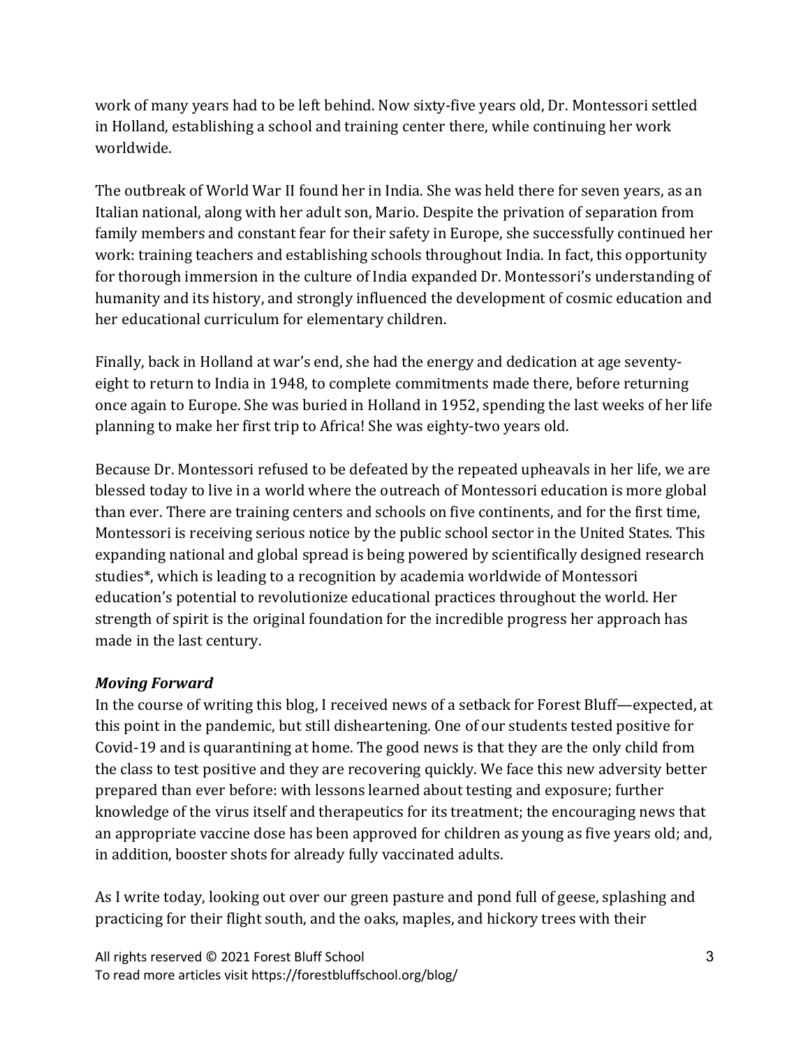work of many years had to be left behind. Now sixty-five years old, Dr. Montessori settled in Holland, establishing a school and training center there, while continuing her work worldwide.

The outbreak of World War II found her in India. She was held there for seven years, as an Italian national, along with her adult son, Mario. Despite the privation of separation from family members and constant fear for their safety in Europe, she successfully continued her work: training teachers and establishing schools throughout India. In fact, this opportunity for thorough immersion in the culture of India expanded Dr. Montessori's understanding of humanity and its history, and strongly influenced the development of cosmic education and her educational curriculum for elementary children.

Finally, back in Holland at war's end, she had the energy and dedication at age seventy-eight to return to India in 1948, to complete commitments made there, before returning once again to Europe. She was buried in Holland in 1952, spending the last weeks of her life planning to make her first trip to Africa! She was eighty-two years old.

Because Dr. Montessori refused to be defeated by the repeated upheavals in her life, we are blessed today to live in a world where the outreach of Montessori education is more global than ever. There are training centers and schools on five continents, and for the first time, Montessori is receiving serious notice by the public school sector in the United States. This expanding national and global spread is being powered by scientifically designed research studies*, which is leading to a recognition by academia worldwide of Montessori education's potential to revolutionize educational practices throughout the world. Her strength of spirit is the original foundation for the incredible progress her approach has made in the last century.

***Moving Forward***

In the course of writing this blog, I received news of a setback for Forest Bluff—expected, at this point in the pandemic, but still disheartening. One of our students tested positive for Covid-19 and is quarantining at home. The good news is that they are the only child from the class to test positive and they are recovering quickly. We face this new adversity better prepared than ever before: with lessons learned about testing and exposure; further knowledge of the virus itself and therapeutics for its treatment; the encouraging news that an appropriate vaccine dose has been approved for children as young as five years old; and, in addition, booster shots for already fully vaccinated adults.

As I write today, looking out over our green pasture and pond full of geese, splashing and practicing for their flight south, and the oaks, maples, and hickory trees with their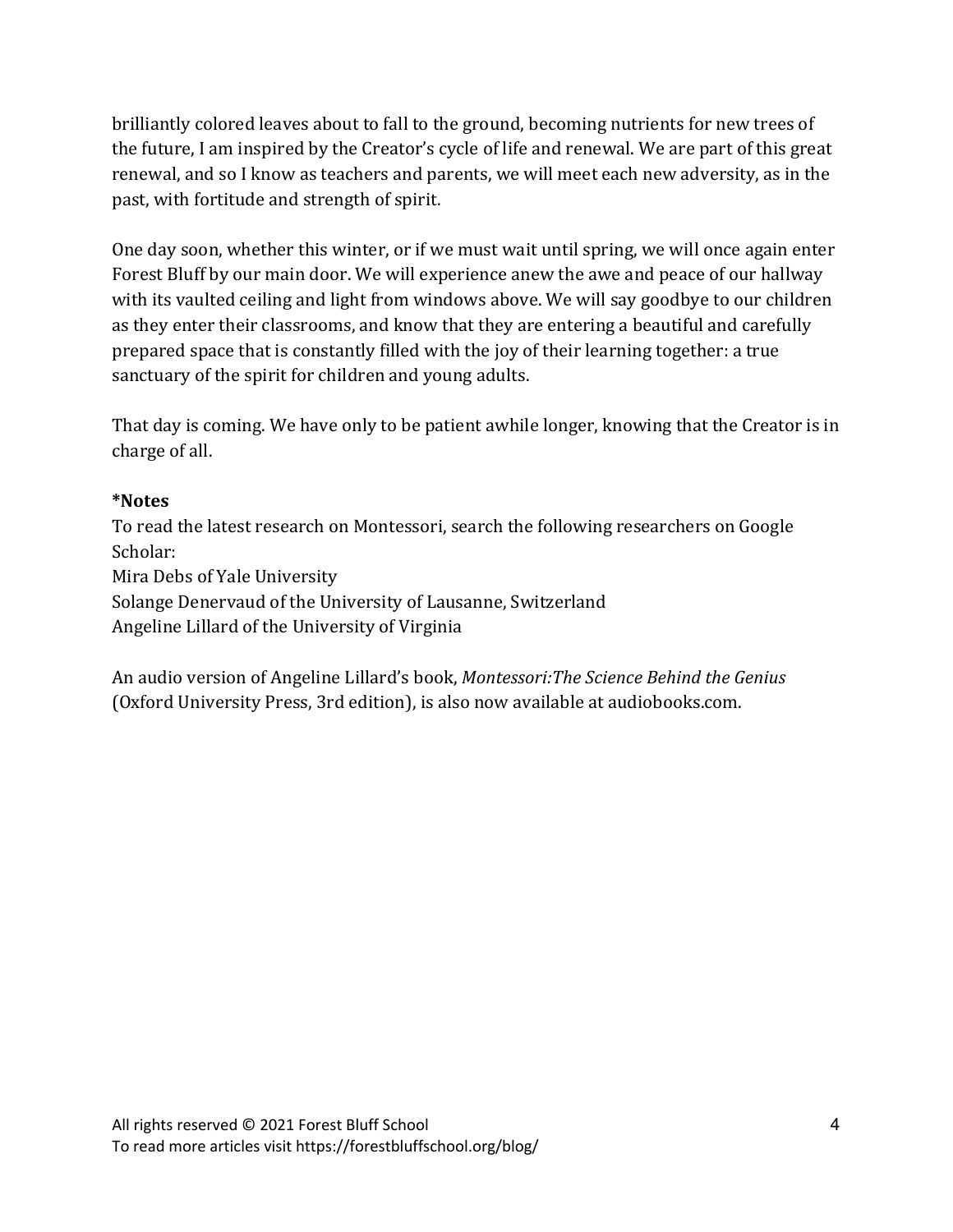brilliantly colored leaves about to fall to the ground, becoming nutrients for new trees of the future, I am inspired by the Creator's cycle of life and renewal. We are part of this great renewal, and so I know as teachers and parents, we will meet each new adversity, as in the past, with fortitude and strength of spirit.

One day soon, whether this winter, or if we must wait until spring, we will once again enter Forest Bluff by our main door. We will experience anew the awe and peace of our hallway with its vaulted ceiling and light from windows above. We will say goodbye to our children as they enter their classrooms, and know that they are entering a beautiful and carefully prepared space that is constantly filled with the joy of their learning together: a true sanctuary of the spirit for children and young adults.

That day is coming. We have only to be patient awhile longer, knowing that the Creator is in charge of all.

**\*Notes**

To read the latest research on Montessori, search the following researchers on Google Scholar:
Mira Debs of Yale University
Solange Denervaud of the University of Lausanne, Switzerland
Angeline Lillard of the University of Virginia

An audio version of Angeline Lillard's book, *Montessori:The Science Behind the Genius* (Oxford University Press, 3rd edition), is also now available at audiobooks.com.

All rights reserved © 2021 Forest Bluff School
To read more articles visit https://forestbluffschool.org/blog/